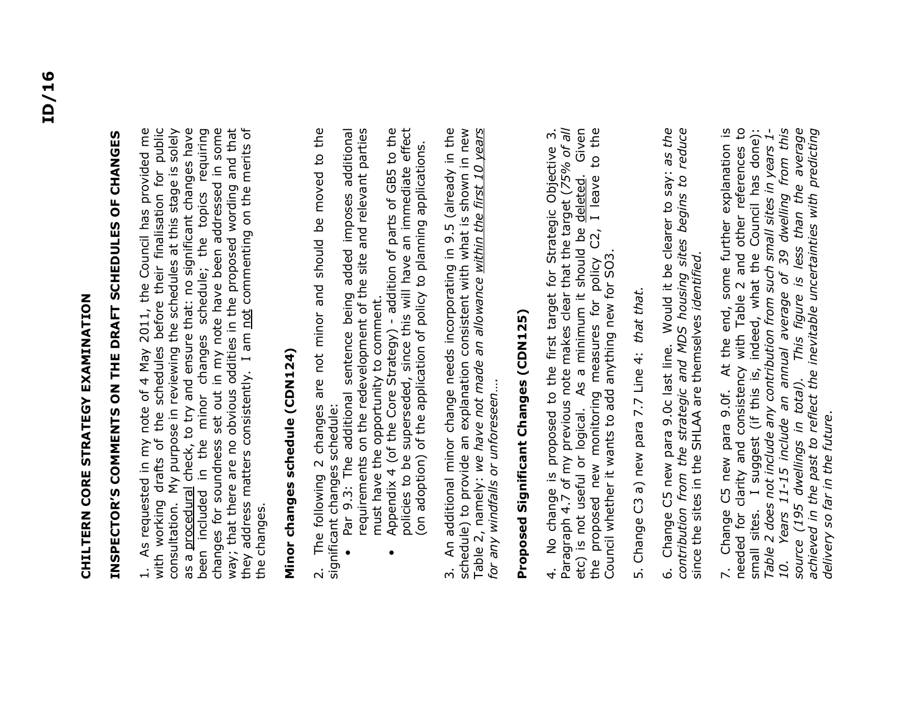ID/16

# CHILTERN CORE STRATEGY EXAMINATION

## INSPECTOR'S COMMENTS ON THE DRAFT SCHEDULES OF CHANGES

1. As requested in my note of 4 May 2011, the Council has provided me with working drafts of the schedules before their finalisation for public consultation. My purpose in reviewing the schedules at this stage is solely as a procedural check, to try and ensure that: no significant changes have been included in the minor changes schedule; the topics requiring changes for soundness set out in my note have been addressed in some way; that there are no obvious oddities in the proposed wording and that they address matters consistently. I am not commenting on the merits of the changes.

### Minor changes schedule (CDN124)

2. The following 2 changes are not minor and should be moved to the significant changes schedule:

- Par 9.3: The additional sentence being added imposes additional requirements on the redevelopment of the site and relevant parties must have the opportunity to comment.
- Appendix 4 (of the Core Strategy) - addition of parts of GB5 to the policies to be superseded, since this will have an immediate effect (on adoption) of the application of policy to planning applications.

3. An additional minor change needs incorporating in 9.5 (already in the schedule) to provide an explanation consistent with what is shown in new Table 2, namely: *we have not made an allowance within the first 10 years for any windfalls or unforeseen….*

### Proposed Significant Changes (CDN125)

4. No change is proposed to the first target for Strategic Objective 3. Paragraph 4.7 of my previous note makes clear that the target (*75% of all* etc) is not useful or logical. As a minimum it should be deleted. Given the proposed new monitoring measures for policy C2, I leave to the Council whether it wants to add anything new for SO3.

5. Change C3 a) new para 7.7 Line 4: *that that.*

6. Change C5 new para 9.0c last line. Would it be clearer to say: *as the contribution from the strategic and MDS housing sites begins to reduce* since the sites in the SHLAA are themselves *identified.*

7. Change C5 new para 9.0f. At the end, some further explanation is needed for clarity and consistency with Table 2 and other references to small sites. I suggest (if this is, indeed, what the Council has done): *Table 2 does not include any contribution from such small sites in years 1-10. Years 11-15 include an annual average of 39 dwelling from this source (195 dwellings in total). This figure is less than the average achieved in the past to reflect the inevitable uncertainties with predicting delivery so far in the future.*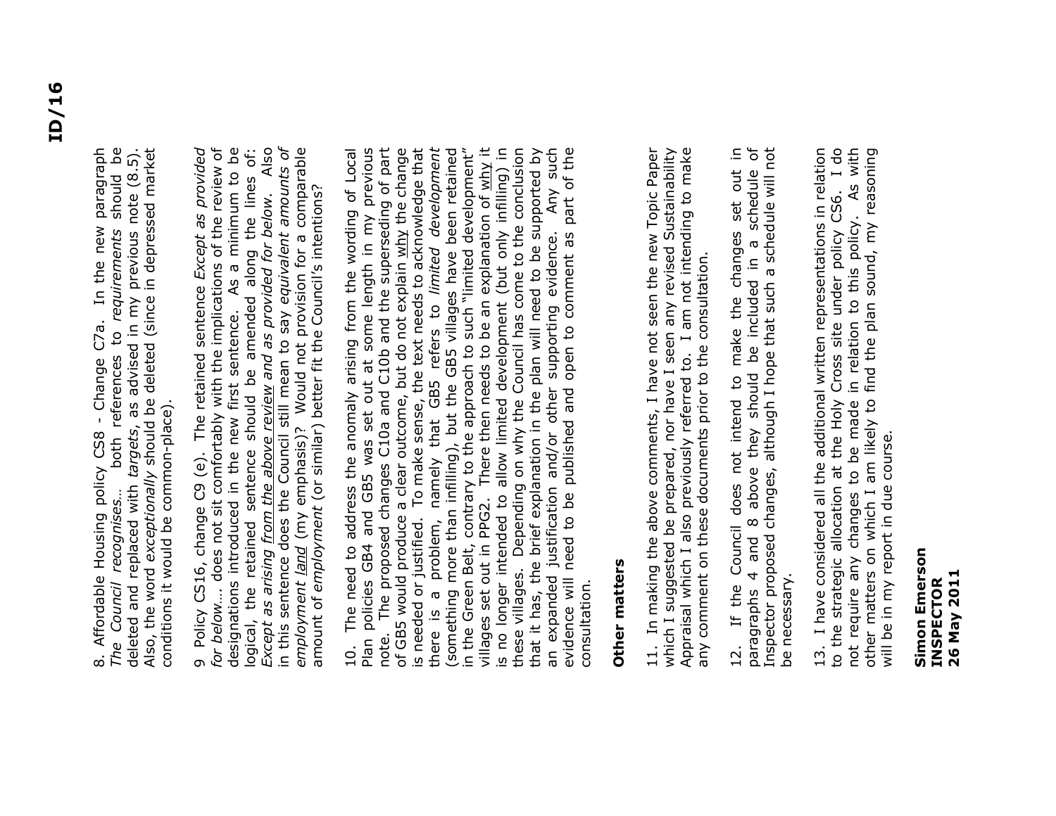ID/16

8. Affordable Housing policy CS8 - Change C7a. In the new paragraph *The Council recognises...* both references to *requirements* should be deleted and replaced with *targets*, as advised in my previous note (8.5). Also, the word *exceptionally* should be deleted (since in depressed market conditions it would be common-place).

9 Policy CS16, change C9 (e). The retained sentence *Except as provided for below...* does not sit comfortably with the implications of the review of designations introduced in the new first sentence. As a minimum to be logical, the retained sentence should be amended along the lines of: *Except as arising <u>from the above review</u> and as provided for below*. Also in this sentence does the Council still mean to say *equivalent amounts of employment <u>land</u>* (my emphasis)? Would not provision for a comparable amount of *employment* (or similar) better fit the Council's intentions?

10. The need to address the anomaly arising from the wording of Local Plan policies GB4 and GB5 was set out at some length in my previous note. The proposed changes C10a and C10b and the superseding of part of GB5 would produce a clear outcome, but do not explain <u>why</u> the change is needed or justified. To make sense, the text needs to acknowledge that there is a problem, namely that GB5 refers to *limited development* (something more than infilling), but the GB5 villages have been retained in the Green Belt, contrary to the approach to such "limited development" villages set out in PPG2. There then needs to be an explanation of <u>why</u> it is no longer intended to allow limited development (but only infilling) in these villages. Depending on why the Council has come to the conclusion that it has, the brief explanation in the plan will need to be supported by an expanded justification and/or other supporting evidence. Any such evidence will need to be published and open to comment as part of the consultation.

**Other matters**

11. In making the above comments, I have not seen the new Topic Paper which I suggested be prepared, nor have I seen any revised Sustainability Appraisal which I also previously referred to. I am not intending to make any comment on these documents prior to the consultation.

12. If the Council does not intend to make the changes set out in paragraphs 4 and 8 above they should be included in a schedule of Inspector proposed changes, although I hope that such a schedule will not be necessary.

13. I have considered all the additional written representations in relation to the strategic allocation at the Holy Cross site under policy CS6. I do not require any changes to be made in relation to this policy. As with other matters on which I am likely to find the plan sound, my reasoning will be in my report in due course.

**Simon Emerson**
**INSPECTOR**
**26 May 2011**